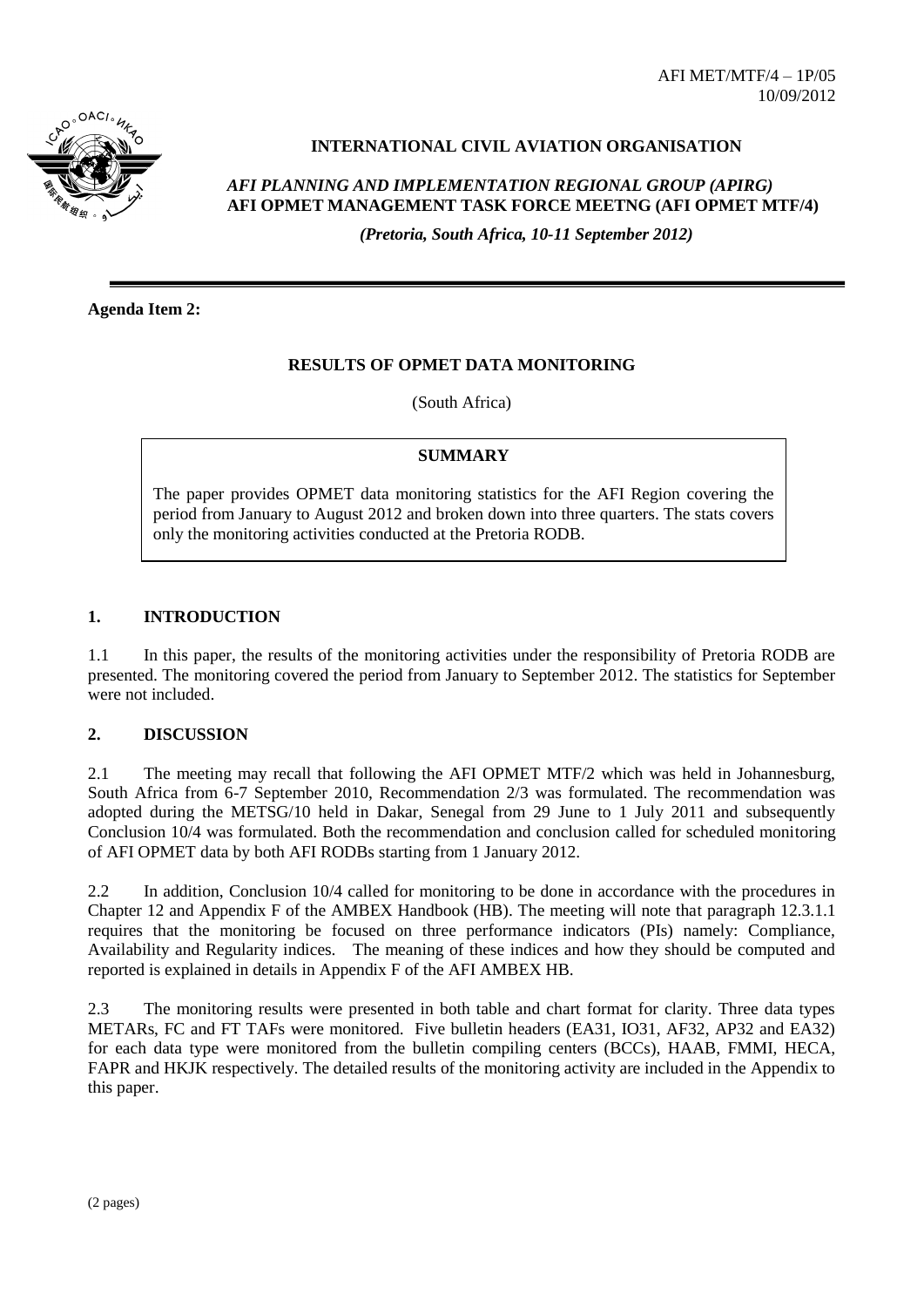AFI MET/MTF/4 – 1P/05
10/09/2012

**INTERNATIONAL CIVIL AVIATION ORGANISATION**

*AFI PLANNING AND IMPLEMENTATION REGIONAL GROUP (APIRG)*
**AFI OPMET MANAGEMENT TASK FORCE MEETNG (AFI OPMET MTF/4)**

***(Pretoria, South Africa, 10-11 September 2012)***

---

**Agenda Item 2:**

**RESULTS OF OPMET DATA MONITORING**

(South Africa)

**SUMMARY**

The paper provides OPMET data monitoring statistics for the AFI Region covering the period from January to August 2012 and broken down into three quarters. The stats covers only the monitoring activities conducted at the Pretoria RODB.

## 1. INTRODUCTION

1.1 In this paper, the results of the monitoring activities under the responsibility of Pretoria RODB are presented. The monitoring covered the period from January to September 2012. The statistics for September were not included.

## 2. DISCUSSION

2.1 The meeting may recall that following the AFI OPMET MTF/2 which was held in Johannesburg, South Africa from 6-7 September 2010, Recommendation 2/3 was formulated. The recommendation was adopted during the METSG/10 held in Dakar, Senegal from 29 June to 1 July 2011 and subsequently Conclusion 10/4 was formulated. Both the recommendation and conclusion called for scheduled monitoring of AFI OPMET data by both AFI RODBs starting from 1 January 2012.

2.2 In addition, Conclusion 10/4 called for monitoring to be done in accordance with the procedures in Chapter 12 and Appendix F of the AMBEX Handbook (HB). The meeting will note that paragraph 12.3.1.1 requires that the monitoring be focused on three performance indicators (PIs) namely: Compliance, Availability and Regularity indices. The meaning of these indices and how they should be computed and reported is explained in details in Appendix F of the AFI AMBEX HB.

2.3 The monitoring results were presented in both table and chart format for clarity. Three data types METARs, FC and FT TAFs were monitored. Five bulletin headers (EA31, IO31, AF32, AP32 and EA32) for each data type were monitored from the bulletin compiling centers (BCCs), HAAB, FMMI, HECA, FAPR and HKJK respectively. The detailed results of the monitoring activity are included in the Appendix to this paper.

(2 pages)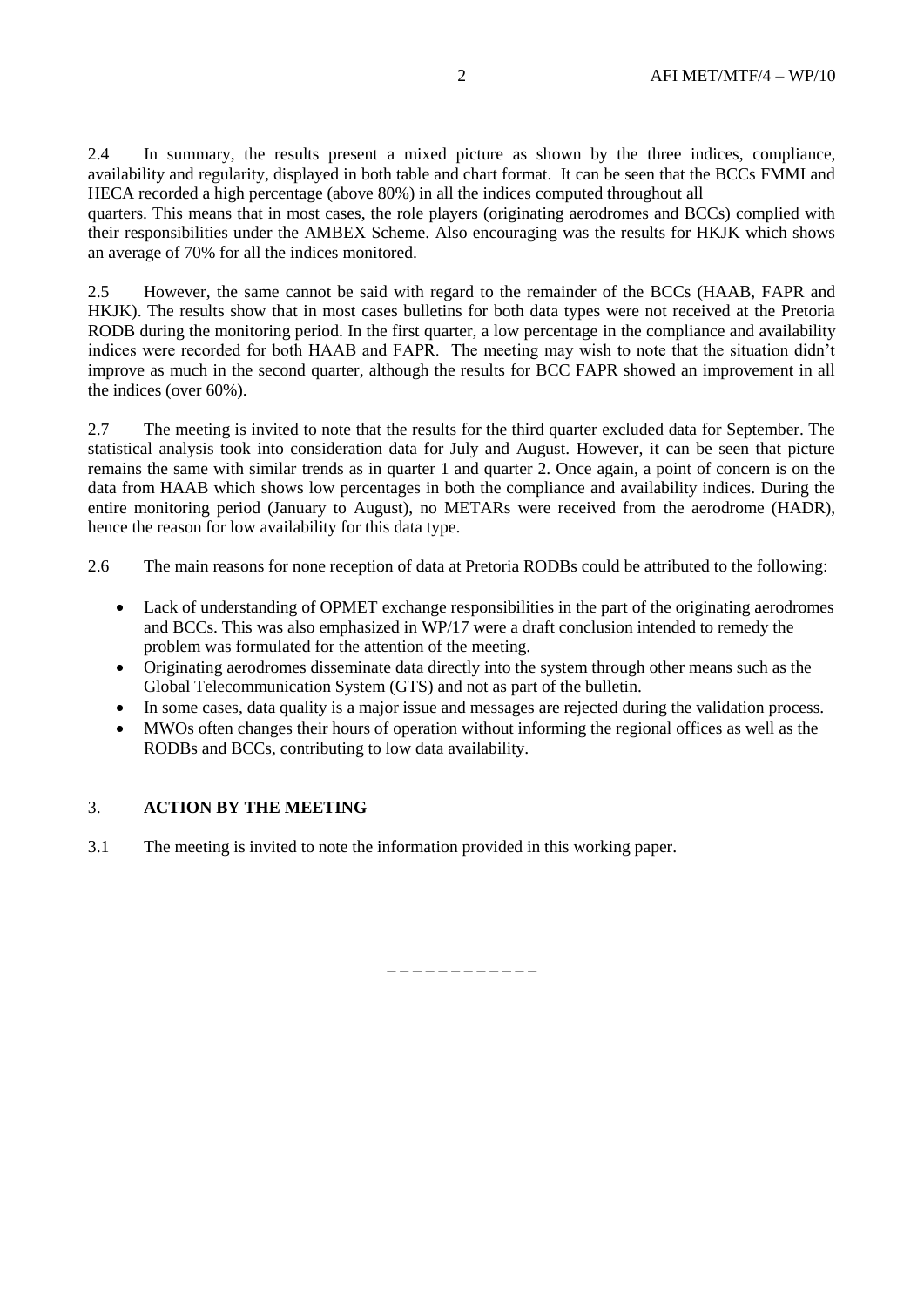2.4 In summary, the results present a mixed picture as shown by the three indices, compliance, availability and regularity, displayed in both table and chart format. It can be seen that the BCCs FMMI and HECA recorded a high percentage (above 80%) in all the indices computed throughout all quarters. This means that in most cases, the role players (originating aerodromes and BCCs) complied with their responsibilities under the AMBEX Scheme. Also encouraging was the results for HKJK which shows an average of 70% for all the indices monitored.

2.5 However, the same cannot be said with regard to the remainder of the BCCs (HAAB, FAPR and HKJK). The results show that in most cases bulletins for both data types were not received at the Pretoria RODB during the monitoring period. In the first quarter, a low percentage in the compliance and availability indices were recorded for both HAAB and FAPR. The meeting may wish to note that the situation didn't improve as much in the second quarter, although the results for BCC FAPR showed an improvement in all the indices (over 60%).

2.7 The meeting is invited to note that the results for the third quarter excluded data for September. The statistical analysis took into consideration data for July and August. However, it can be seen that picture remains the same with similar trends as in quarter 1 and quarter 2. Once again, a point of concern is on the data from HAAB which shows low percentages in both the compliance and availability indices. During the entire monitoring period (January to August), no METARs were received from the aerodrome (HADR), hence the reason for low availability for this data type.

2.6 The main reasons for none reception of data at Pretoria RODBs could be attributed to the following:

- Lack of understanding of OPMET exchange responsibilities in the part of the originating aerodromes and BCCs. This was also emphasized in WP/17 were a draft conclusion intended to remedy the problem was formulated for the attention of the meeting.
- Originating aerodromes disseminate data directly into the system through other means such as the Global Telecommunication System (GTS) and not as part of the bulletin.
- In some cases, data quality is a major issue and messages are rejected during the validation process.
- MWOs often changes their hours of operation without informing the regional offices as well as the RODBs and BCCs, contributing to low data availability.

## 3. **ACTION BY THE MEETING**

3.1 The meeting is invited to note the information provided in this working paper.

– – – – – – – – – – – –